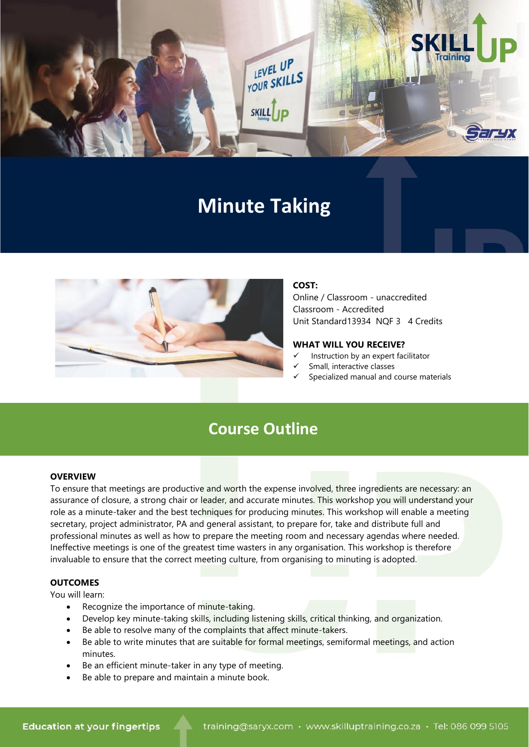# Minute Taking

**COST:**

Online / Classroom - unaccredited
Classroom - Accredited
Unit Standard13934 NQF 3 4 Credits

**WHAT WILL YOU RECEIVE?**

- ✓ Instruction by an expert facilitator
- ✓ Small, interactive classes
- ✓ Specialized manual and course materials

## Course Outline

**OVERVIEW**

To ensure that meetings are productive and worth the expense involved, three ingredients are necessary: an assurance of closure, a strong chair or leader, and accurate minutes. This workshop you will understand your role as a minute-taker and the best techniques for producing minutes. This workshop will enable a meeting secretary, project administrator, PA and general assistant, to prepare for, take and distribute full and professional minutes as well as how to prepare the meeting room and necessary agendas where needed. Ineffective meetings is one of the greatest time wasters in any organisation. This workshop is therefore invaluable to ensure that the correct meeting culture, from organising to minuting is adopted.

**OUTCOMES**

You will learn:

- Recognize the importance of minute-taking.
- Develop key minute-taking skills, including listening skills, critical thinking, and organization.
- Be able to resolve many of the complaints that affect minute-takers.
- Be able to write minutes that are suitable for formal meetings, semiformal meetings, and action minutes.
- Be an efficient minute-taker in any type of meeting.
- Be able to prepare and maintain a minute book.

Education at your fingertips · training@saryx.com · www.skilluptraining.co.za · Tel: 086 099 5105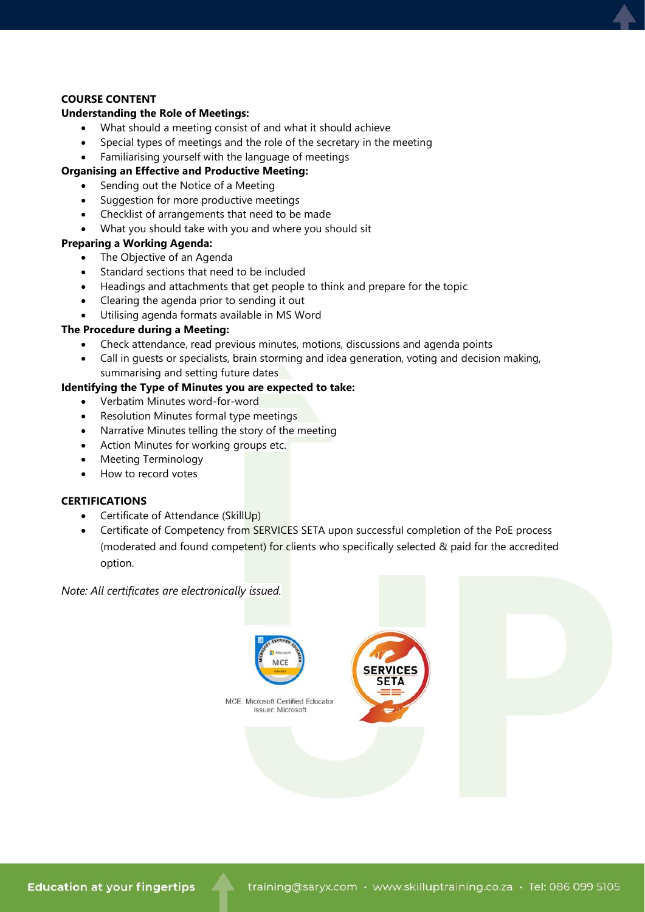**COURSE CONTENT**

**Understanding the Role of Meetings:**

- What should a meeting consist of and what it should achieve
- Special types of meetings and the role of the secretary in the meeting
- Familiarising yourself with the language of meetings

**Organising an Effective and Productive Meeting:**

- Sending out the Notice of a Meeting
- Suggestion for more productive meetings
- Checklist of arrangements that need to be made
- What you should take with you and where you should sit

**Preparing a Working Agenda:**

- The Objective of an Agenda
- Standard sections that need to be included
- Headings and attachments that get people to think and prepare for the topic
- Clearing the agenda prior to sending it out
- Utilising agenda formats available in MS Word

**The Procedure during a Meeting:**

- Check attendance, read previous minutes, motions, discussions and agenda points
- Call in guests or specialists, brain storming and idea generation, voting and decision making, summarising and setting future dates

**Identifying the Type of Minutes you are expected to take:**

- Verbatim Minutes word-for-word
- Resolution Minutes formal type meetings
- Narrative Minutes telling the story of the meeting
- Action Minutes for working groups etc.
- Meeting Terminology
- How to record votes

**CERTIFICATIONS**

- Certificate of Attendance (SkillUp)
- Certificate of Competency from SERVICES SETA upon successful completion of the PoE process (moderated and found competent) for clients who specifically selected & paid for the accredited option.

*Note: All certificates are electronically issued.*

MCE: Microsoft Certified Educator
Issuer: Microsoft

SERVICES SETA